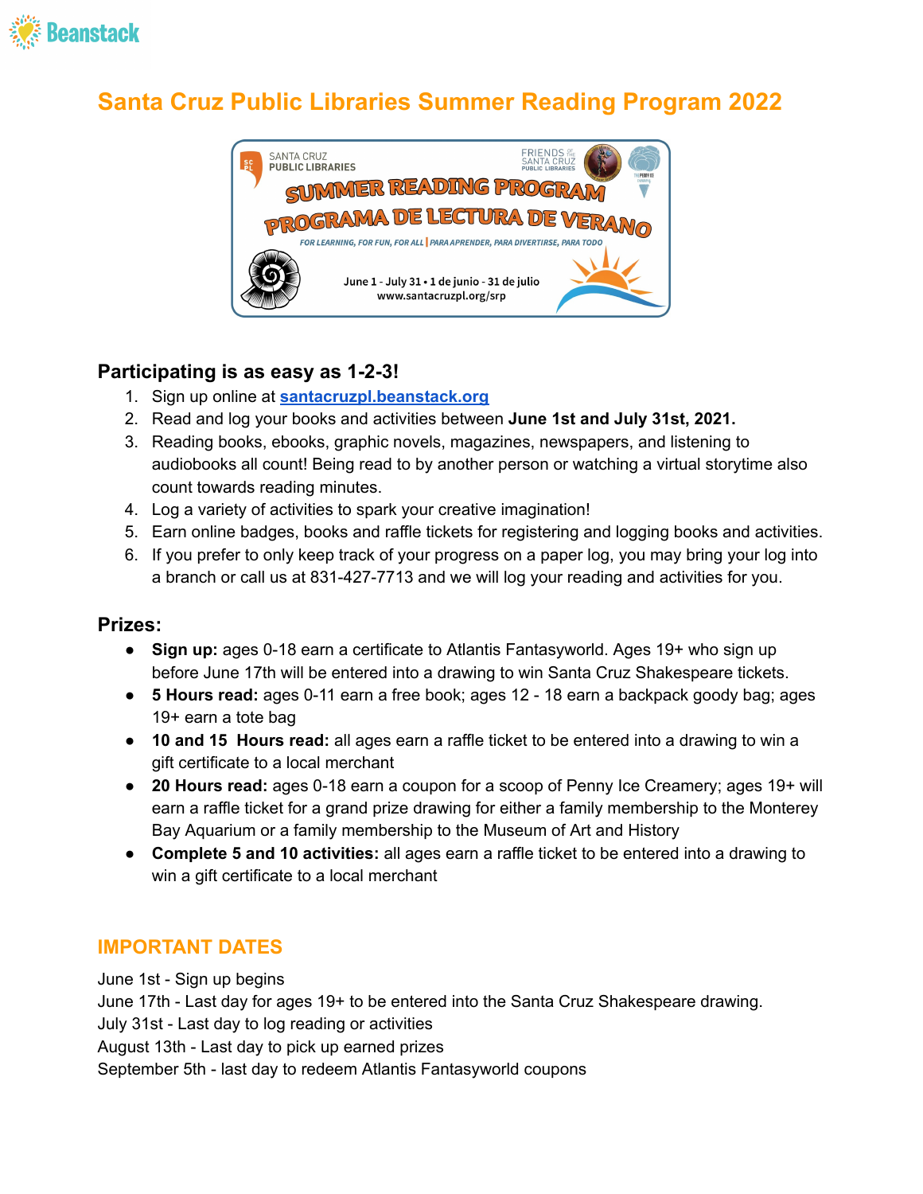# Santa Cruz Public Libraries Summer Reading Program 2022

### Participating is as easy as 1-2-3!

1. Sign up online at **[santacruzpl.beanstack.org](santacruzpl.beanstack.org)**
2. Read and log your books and activities between **June 1st and July 31st, 2021.**
3. Reading books, ebooks, graphic novels, magazines, newspapers, and listening to audiobooks all count! Being read to by another person or watching a virtual storytime also count towards reading minutes.
4. Log a variety of activities to spark your creative imagination!
5. Earn online badges, books and raffle tickets for registering and logging books and activities.
6. If you prefer to only keep track of your progress on a paper log, you may bring your log into a branch or call us at 831-427-7713 and we will log your reading and activities for you.

### Prizes:

- **Sign up:** ages 0-18 earn a certificate to Atlantis Fantasyworld. Ages 19+ who sign up before June 17th will be entered into a drawing to win Santa Cruz Shakespeare tickets.
- **5 Hours read:** ages 0-11 earn a free book; ages 12 - 18 earn a backpack goody bag; ages 19+ earn a tote bag
- **10 and 15 Hours read:** all ages earn a raffle ticket to be entered into a drawing to win a gift certificate to a local merchant
- **20 Hours read:** ages 0-18 earn a coupon for a scoop of Penny Ice Creamery; ages 19+ will earn a raffle ticket for a grand prize drawing for either a family membership to the Monterey Bay Aquarium or a family membership to the Museum of Art and History
- **Complete 5 and 10 activities:** all ages earn a raffle ticket to be entered into a drawing to win a gift certificate to a local merchant

## IMPORTANT DATES

June 1st - Sign up begins
June 17th - Last day for ages 19+ to be entered into the Santa Cruz Shakespeare drawing.
July 31st - Last day to log reading or activities
August 13th - Last day to pick up earned prizes
September 5th - last day to redeem Atlantis Fantasyworld coupons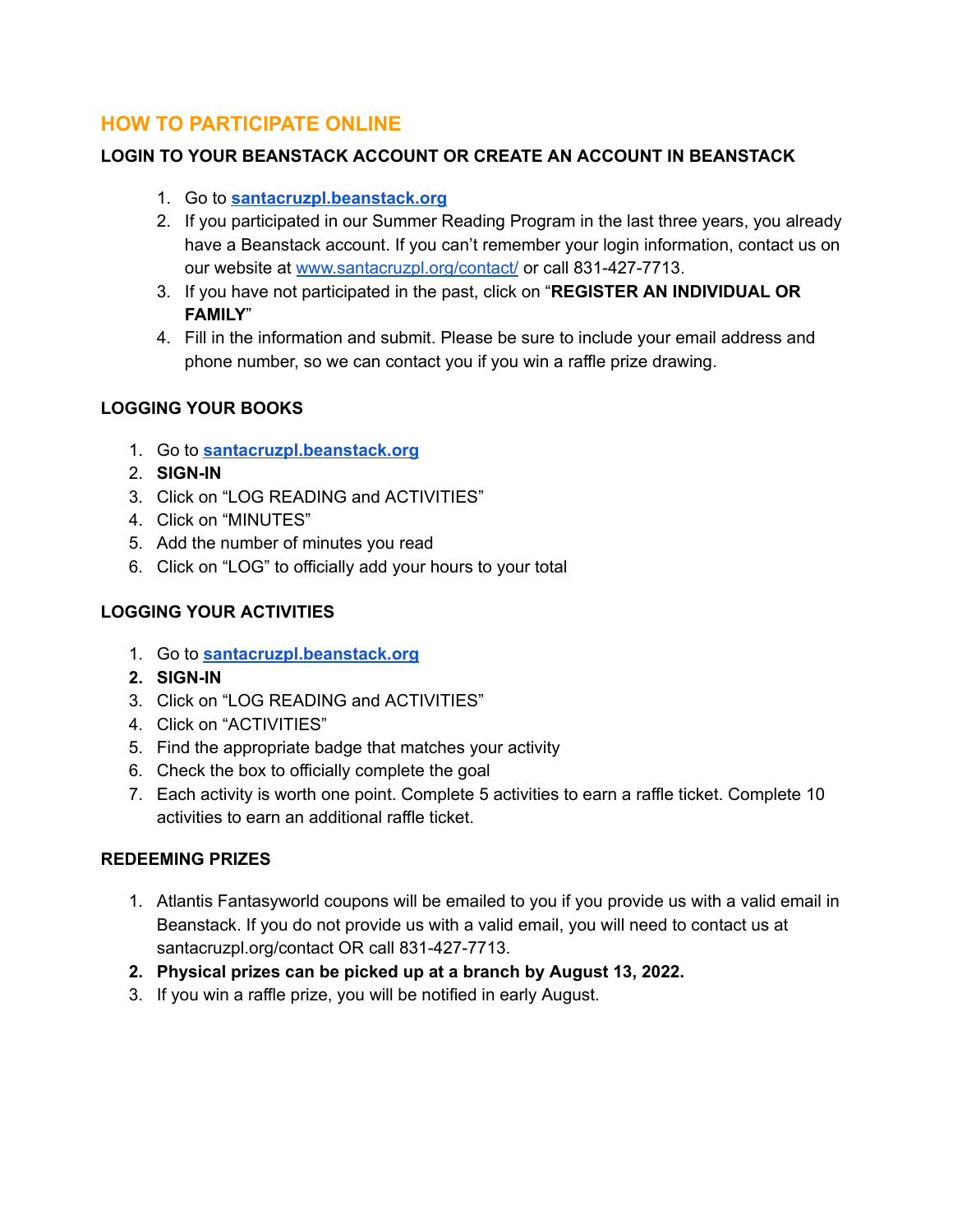## HOW TO PARTICIPATE ONLINE

### LOGIN TO YOUR BEANSTACK ACCOUNT OR CREATE AN ACCOUNT IN BEANSTACK

1. Go to **[santacruzpl.beanstack.org](santacruzpl.beanstack.org)**
2. If you participated in our Summer Reading Program in the last three years, you already have a Beanstack account. If you can't remember your login information, contact us on our website at [www.santacruzpl.org/contact/](www.santacruzpl.org/contact/) or call 831-427-7713.
3. If you have not participated in the past, click on "**REGISTER AN INDIVIDUAL OR FAMILY**"
4. Fill in the information and submit. Please be sure to include your email address and phone number, so we can contact you if you win a raffle prize drawing.

### LOGGING YOUR BOOKS

1. Go to **[santacruzpl.beanstack.org](santacruzpl.beanstack.org)**
2. **SIGN-IN**
3. Click on "LOG READING and ACTIVITIES"
4. Click on "MINUTES"
5. Add the number of minutes you read
6. Click on "LOG" to officially add your hours to your total

### LOGGING YOUR ACTIVITIES

1. Go to **[santacruzpl.beanstack.org](santacruzpl.beanstack.org)**
2. **SIGN-IN**
3. Click on "LOG READING and ACTIVITIES"
4. Click on "ACTIVITIES"
5. Find the appropriate badge that matches your activity
6. Check the box to officially complete the goal
7. Each activity is worth one point. Complete 5 activities to earn a raffle ticket. Complete 10 activities to earn an additional raffle ticket.

### REDEEMING PRIZES

1. Atlantis Fantasyworld coupons will be emailed to you if you provide us with a valid email in Beanstack. If you do not provide us with a valid email, you will need to contact us at santacruzpl.org/contact OR call 831-427-7713.
2. **Physical prizes can be picked up at a branch by August 13, 2022.**
3. If you win a raffle prize, you will be notified in early August.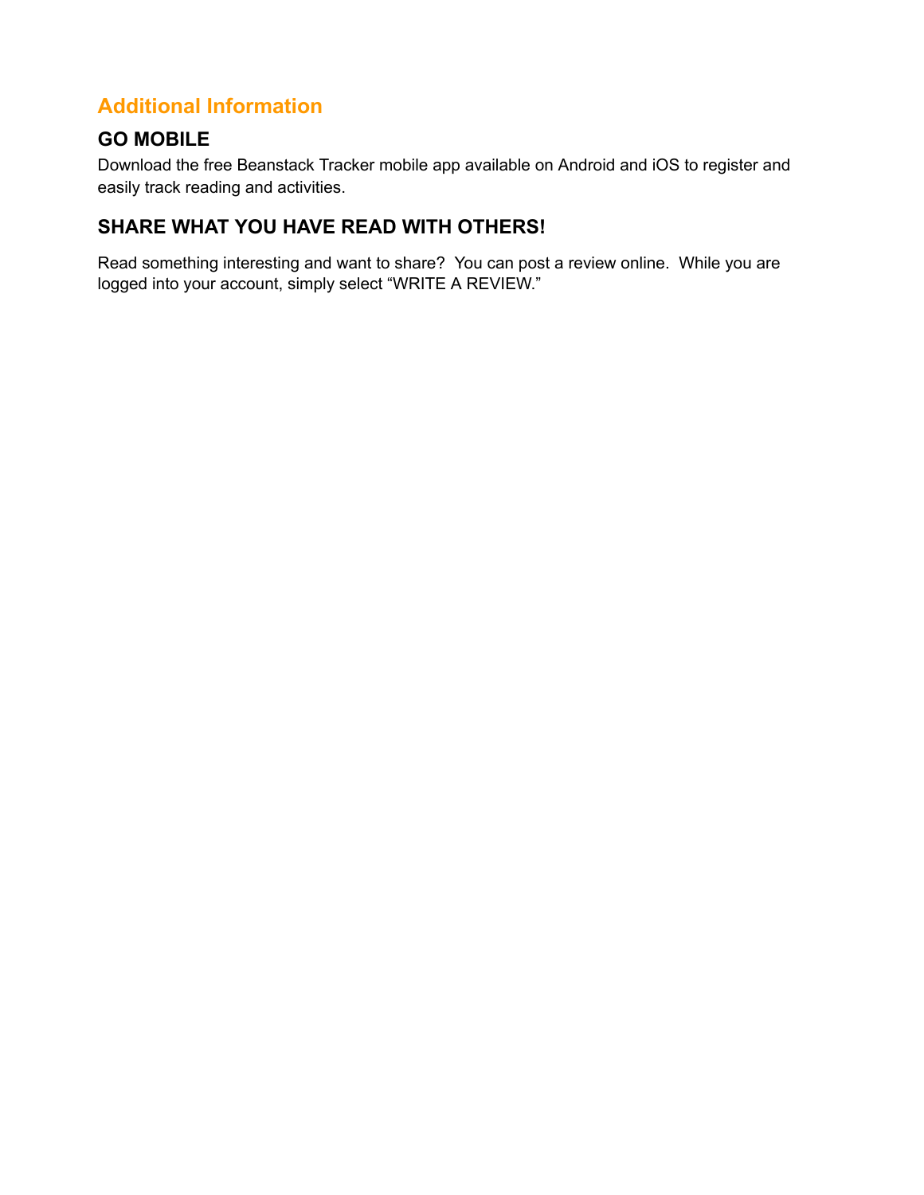## Additional Information

### GO MOBILE

Download the free Beanstack Tracker mobile app available on Android and iOS to register and easily track reading and activities.

### SHARE WHAT YOU HAVE READ WITH OTHERS!

Read something interesting and want to share? You can post a review online. While you are logged into your account, simply select "WRITE A REVIEW."